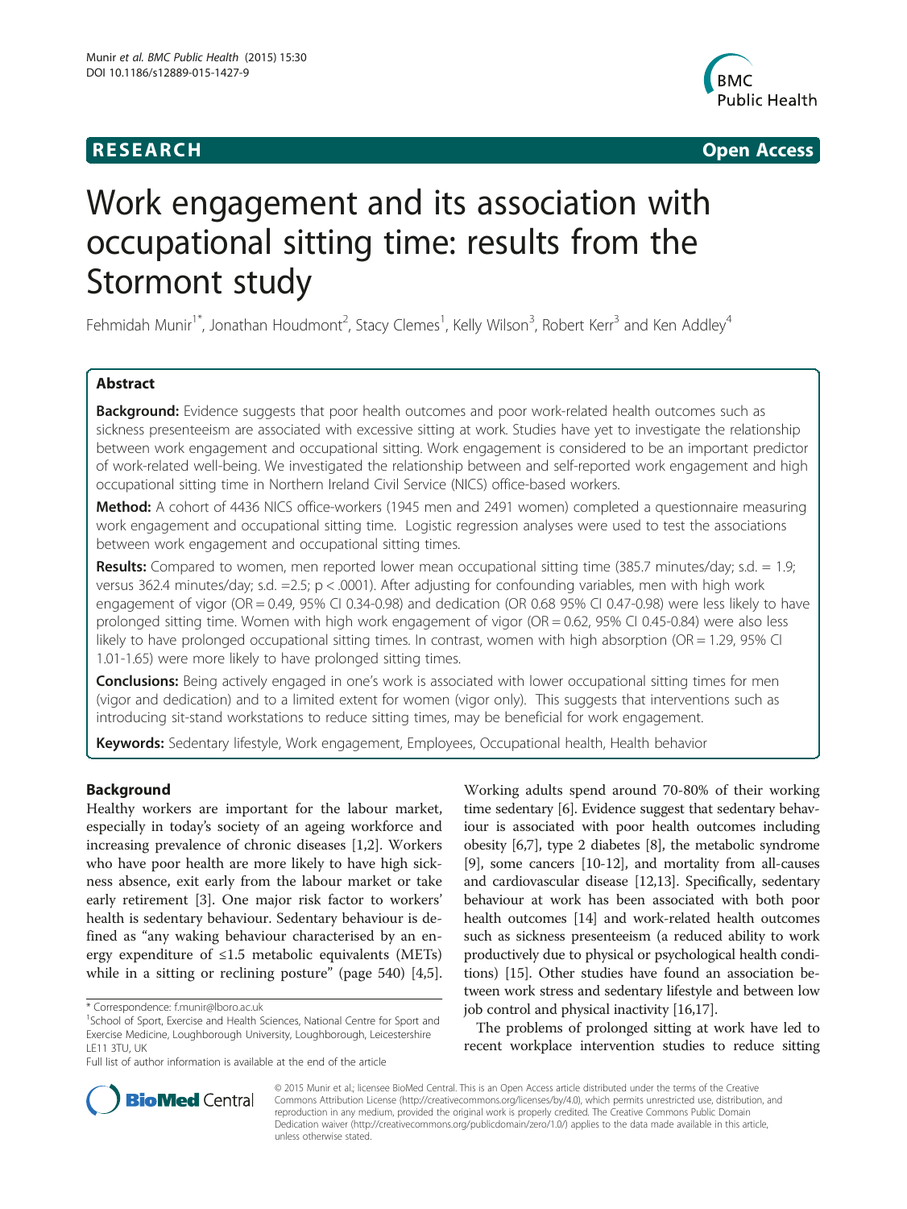**RESEARCH** **Open Access**

# Work engagement and its association with occupational sitting time: results from the Stormont study

Fehmidah Munir[1*], Jonathan Houdmont[2], Stacy Clemes[1], Kelly Wilson[3], Robert Kerr[3] and Ken Addley[4]

## Abstract

**Background:** Evidence suggests that poor health outcomes and poor work-related health outcomes such as sickness presenteeism are associated with excessive sitting at work. Studies have yet to investigate the relationship between work engagement and occupational sitting. Work engagement is considered to be an important predictor of work-related well-being. We investigated the relationship between and self-reported work engagement and high occupational sitting time in Northern Ireland Civil Service (NICS) office-based workers.

**Method:** A cohort of 4436 NICS office-workers (1945 men and 2491 women) completed a questionnaire measuring work engagement and occupational sitting time. Logistic regression analyses were used to test the associations between work engagement and occupational sitting times.

**Results:** Compared to women, men reported lower mean occupational sitting time (385.7 minutes/day; s.d. = 1.9; versus 362.4 minutes/day; s.d. =2.5; p < .0001). After adjusting for confounding variables, men with high work engagement of vigor (OR = 0.49, 95% CI 0.34-0.98) and dedication (OR 0.68 95% CI 0.47-0.98) were less likely to have prolonged sitting time. Women with high work engagement of vigor (OR = 0.62, 95% CI 0.45-0.84) were also less likely to have prolonged occupational sitting times. In contrast, women with high absorption (OR = 1.29, 95% CI 1.01-1.65) were more likely to have prolonged sitting times.

**Conclusions:** Being actively engaged in one's work is associated with lower occupational sitting times for men (vigor and dedication) and to a limited extent for women (vigor only). This suggests that interventions such as introducing sit-stand workstations to reduce sitting times, may be beneficial for work engagement.

**Keywords:** Sedentary lifestyle, Work engagement, Employees, Occupational health, Health behavior

## Background

Healthy workers are important for the labour market, especially in today's society of an ageing workforce and increasing prevalence of chronic diseases [1,2]. Workers who have poor health are more likely to have high sickness absence, exit early from the labour market or take early retirement [3]. One major risk factor to workers' health is sedentary behaviour. Sedentary behaviour is defined as "any waking behaviour characterised by an energy expenditure of ≤1.5 metabolic equivalents (METs) while in a sitting or reclining posture" (page 540) [4,5]. Working adults spend around 70-80% of their working time sedentary [6]. Evidence suggest that sedentary behaviour is associated with poor health outcomes including obesity [6,7], type 2 diabetes [8], the metabolic syndrome [9], some cancers [10-12], and mortality from all-causes and cardiovascular disease [12,13]. Specifically, sedentary behaviour at work has been associated with both poor health outcomes [14] and work-related health outcomes such as sickness presenteeism (a reduced ability to work productively due to physical or psychological health conditions) [15]. Other studies have found an association between work stress and sedentary lifestyle and between low job control and physical inactivity [16,17].

The problems of prolonged sitting at work have led to recent workplace intervention studies to reduce sitting

\* Correspondence: f.munir@lboro.ac.uk

[1]School of Sport, Exercise and Health Sciences, National Centre for Sport and Exercise Medicine, Loughborough University, Loughborough, Leicestershire LE11 3TU, UK

Full list of author information is available at the end of the article

© 2015 Munir et al.; licensee BioMed Central. This is an Open Access article distributed under the terms of the Creative Commons Attribution License (http://creativecommons.org/licenses/by/4.0), which permits unrestricted use, distribution, and reproduction in any medium, provided the original work is properly credited. The Creative Commons Public Domain Dedication waiver (http://creativecommons.org/publicdomain/zero/1.0/) applies to the data made available in this article, unless otherwise stated.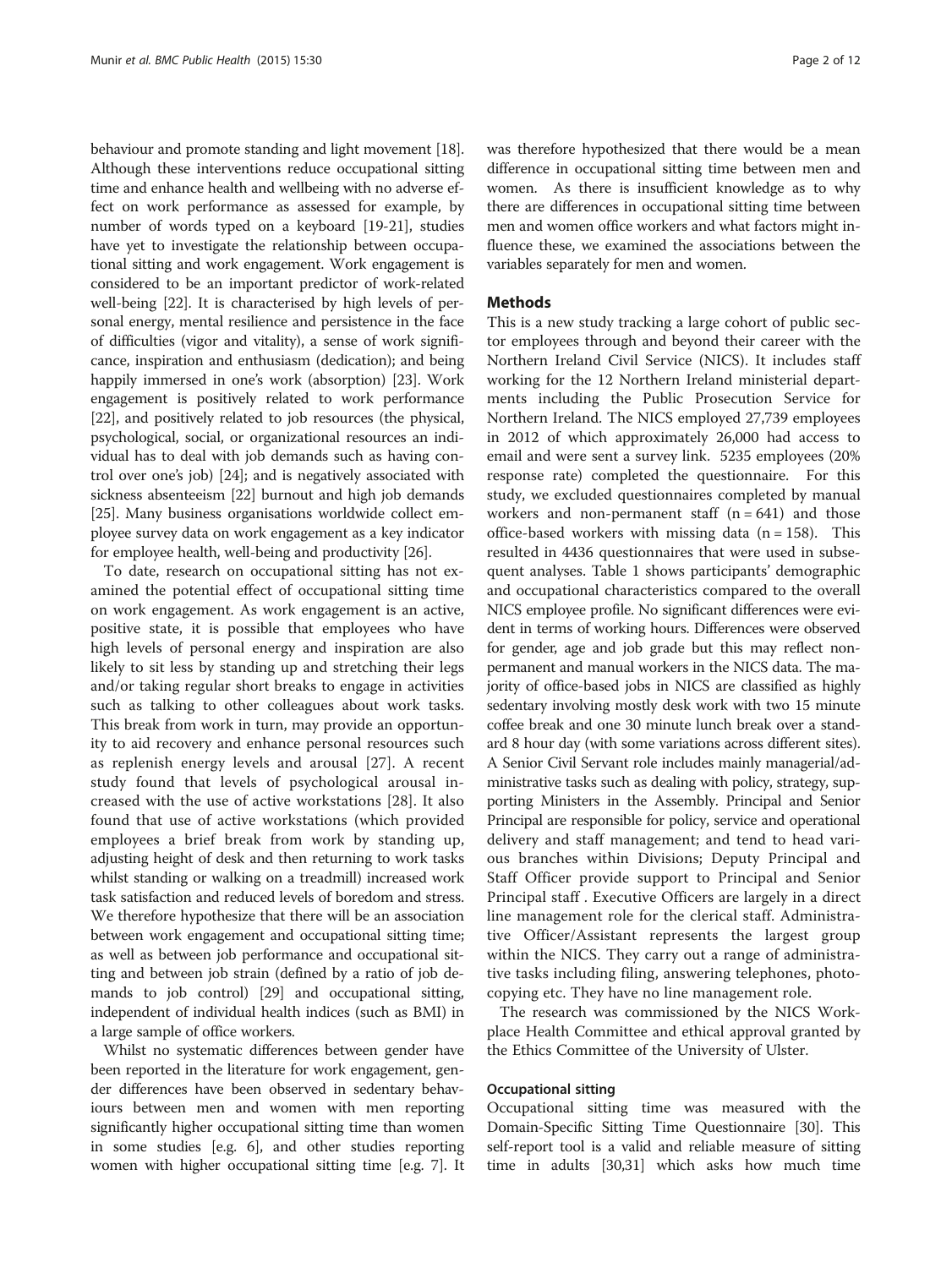behaviour and promote standing and light movement [18]. Although these interventions reduce occupational sitting time and enhance health and wellbeing with no adverse effect on work performance as assessed for example, by number of words typed on a keyboard [19-21], studies have yet to investigate the relationship between occupational sitting and work engagement. Work engagement is considered to be an important predictor of work-related well-being [22]. It is characterised by high levels of personal energy, mental resilience and persistence in the face of difficulties (vigor and vitality), a sense of work significance, inspiration and enthusiasm (dedication); and being happily immersed in one's work (absorption) [23]. Work engagement is positively related to work performance [22], and positively related to job resources (the physical, psychological, social, or organizational resources an individual has to deal with job demands such as having control over one's job) [24]; and is negatively associated with sickness absenteeism [22] burnout and high job demands [25]. Many business organisations worldwide collect employee survey data on work engagement as a key indicator for employee health, well-being and productivity [26].

To date, research on occupational sitting has not examined the potential effect of occupational sitting time on work engagement. As work engagement is an active, positive state, it is possible that employees who have high levels of personal energy and inspiration are also likely to sit less by standing up and stretching their legs and/or taking regular short breaks to engage in activities such as talking to other colleagues about work tasks. This break from work in turn, may provide an opportunity to aid recovery and enhance personal resources such as replenish energy levels and arousal [27]. A recent study found that levels of psychological arousal increased with the use of active workstations [28]. It also found that use of active workstations (which provided employees a brief break from work by standing up, adjusting height of desk and then returning to work tasks whilst standing or walking on a treadmill) increased work task satisfaction and reduced levels of boredom and stress. We therefore hypothesize that there will be an association between work engagement and occupational sitting time; as well as between job performance and occupational sitting and between job strain (defined by a ratio of job demands to job control) [29] and occupational sitting, independent of individual health indices (such as BMI) in a large sample of office workers.

Whilst no systematic differences between gender have been reported in the literature for work engagement, gender differences have been observed in sedentary behaviours between men and women with men reporting significantly higher occupational sitting time than women in some studies [e.g. 6], and other studies reporting women with higher occupational sitting time [e.g. 7]. It was therefore hypothesized that there would be a mean difference in occupational sitting time between men and women. As there is insufficient knowledge as to why there are differences in occupational sitting time between men and women office workers and what factors might influence these, we examined the associations between the variables separately for men and women.

## Methods

This is a new study tracking a large cohort of public sector employees through and beyond their career with the Northern Ireland Civil Service (NICS). It includes staff working for the 12 Northern Ireland ministerial departments including the Public Prosecution Service for Northern Ireland. The NICS employed 27,739 employees in 2012 of which approximately 26,000 had access to email and were sent a survey link. 5235 employees (20% response rate) completed the questionnaire. For this study, we excluded questionnaires completed by manual workers and non-permanent staff (n = 641) and those office-based workers with missing data (n = 158). This resulted in 4436 questionnaires that were used in subsequent analyses. Table 1 shows participants' demographic and occupational characteristics compared to the overall NICS employee profile. No significant differences were evident in terms of working hours. Differences were observed for gender, age and job grade but this may reflect non-permanent and manual workers in the NICS data. The majority of office-based jobs in NICS are classified as highly sedentary involving mostly desk work with two 15 minute coffee break and one 30 minute lunch break over a standard 8 hour day (with some variations across different sites). A Senior Civil Servant role includes mainly managerial/administrative tasks such as dealing with policy, strategy, supporting Ministers in the Assembly. Principal and Senior Principal are responsible for policy, service and operational delivery and staff management; and tend to head various branches within Divisions; Deputy Principal and Staff Officer provide support to Principal and Senior Principal staff . Executive Officers are largely in a direct line management role for the clerical staff. Administrative Officer/Assistant represents the largest group within the NICS. They carry out a range of administrative tasks including filing, answering telephones, photocopying etc. They have no line management role.

The research was commissioned by the NICS Workplace Health Committee and ethical approval granted by the Ethics Committee of the University of Ulster.

### Occupational sitting

Occupational sitting time was measured with the Domain-Specific Sitting Time Questionnaire [30]. This self-report tool is a valid and reliable measure of sitting time in adults [30,31] which asks how much time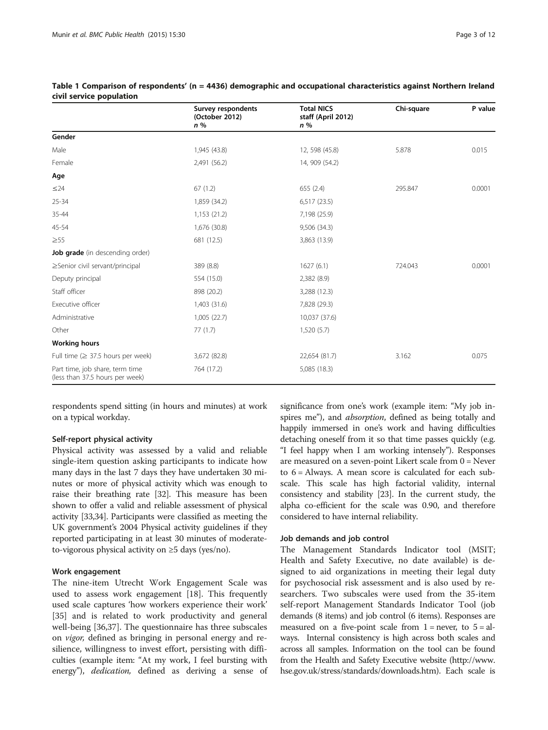**Table 1 Comparison of respondents' (n = 4436) demographic and occupational characteristics against Northern Ireland civil service population**

| | Survey respondents (October 2012) *n* % | Total NICS staff (April 2012) *n* % | Chi-square | P value |
|---|---|---|---|---|
| **Gender** | | | | |
| Male | 1,945 (43.8) | 12, 598 (45.8) | 5.878 | 0.015 |
| Female | 2,491 (56.2) | 14, 909 (54.2) | | |
| **Age** | | | | |
| ≤24 | 67 (1.2) | 655 (2.4) | 295.847 | 0.0001 |
| 25-34 | 1,859 (34.2) | 6,517 (23.5) | | |
| 35-44 | 1,153 (21.2) | 7,198 (25.9) | | |
| 45-54 | 1,676 (30.8) | 9,506 (34.3) | | |
| ≥55 | 681 (12.5) | 3,863 (13.9) | | |
| **Job grade** (in descending order) | | | | |
| ≥Senior civil servant/principal | 389 (8.8) | 1627 (6.1) | 724.043 | 0.0001 |
| Deputy principal | 554 (15.0) | 2,382 (8.9) | | |
| Staff officer | 898 (20.2) | 3,288 (12.3) | | |
| Executive officer | 1,403 (31.6) | 7,828 (29.3) | | |
| Administrative | 1,005 (22.7) | 10,037 (37.6) | | |
| Other | 77 (1.7) | 1,520 (5.7) | | |
| **Working hours** | | | | |
| Full time (≥ 37.5 hours per week) | 3,672 (82.8) | 22,654 (81.7) | 3.162 | 0.075 |
| Part time, job share, term time (less than 37.5 hours per week) | 764 (17.2) | 5,085 (18.3) | | |

respondents spend sitting (in hours and minutes) at work on a typical workday.

#### Self-report physical activity

Physical activity was assessed by a valid and reliable single-item question asking participants to indicate how many days in the last 7 days they have undertaken 30 minutes or more of physical activity which was enough to raise their breathing rate [32]. This measure has been shown to offer a valid and reliable assessment of physical activity [33,34]. Participants were classified as meeting the UK government's 2004 Physical activity guidelines if they reported participating in at least 30 minutes of moderate-to-vigorous physical activity on ≥5 days (yes/no).

#### Work engagement

The nine-item Utrecht Work Engagement Scale was used to assess work engagement [18]. This frequently used scale captures 'how workers experience their work' [35] and is related to work productivity and general well-being [36,37]. The questionnaire has three subscales on *vigor,* defined as bringing in personal energy and resilience, willingness to invest effort, persisting with difficulties (example item: "At my work, I feel bursting with energy"), *dedication,* defined as deriving a sense of significance from one's work (example item: "My job inspires me"), and *absorption*, defined as being totally and happily immersed in one's work and having difficulties detaching oneself from it so that time passes quickly (e.g. "I feel happy when I am working intensely"). Responses are measured on a seven-point Likert scale from 0 = Never to 6 = Always. A mean score is calculated for each subscale. This scale has high factorial validity, internal consistency and stability [23]. In the current study, the alpha co-efficient for the scale was 0.90, and therefore considered to have internal reliability.

#### Job demands and job control

The Management Standards Indicator tool (MSIT; Health and Safety Executive, no date available) is designed to aid organizations in meeting their legal duty for psychosocial risk assessment and is also used by researchers. Two subscales were used from the 35-item self-report Management Standards Indicator Tool (job demands (8 items) and job control (6 items). Responses are measured on a five-point scale from 1 = never, to 5 = always. Internal consistency is high across both scales and across all samples. Information on the tool can be found from the Health and Safety Executive website (http://www.hse.gov.uk/stress/standards/downloads.htm). Each scale is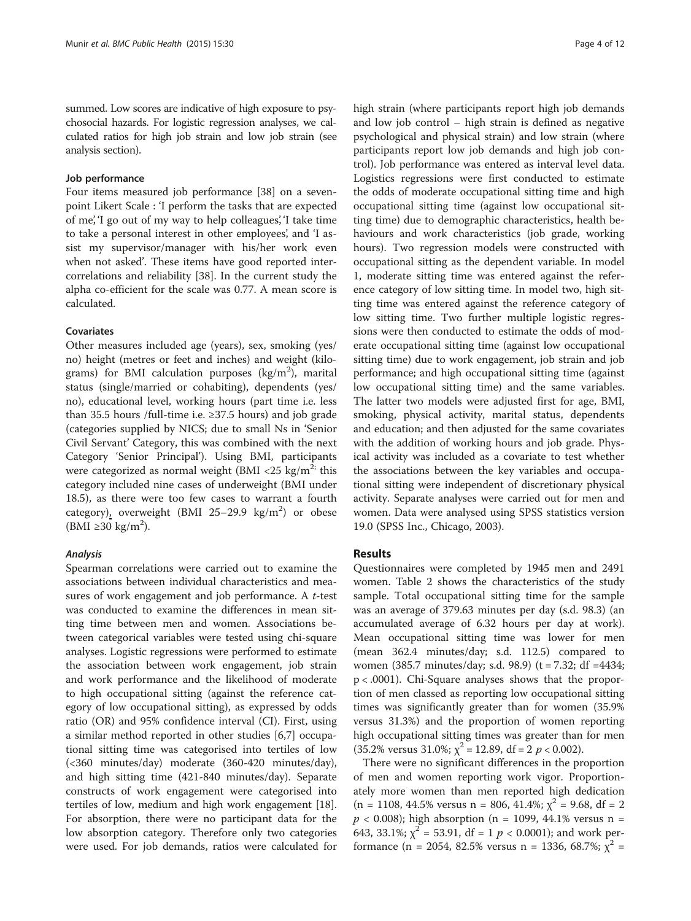summed. Low scores are indicative of high exposure to psychosocial hazards. For logistic regression analyses, we calculated ratios for high job strain and low job strain (see analysis section).

#### Job performance

Four items measured job performance [38] on a seven-point Likert Scale : 'I perform the tasks that are expected of me', 'I go out of my way to help colleagues', 'I take time to take a personal interest in other employees', and 'I assist my supervisor/manager with his/her work even when not asked'. These items have good reported inter-correlations and reliability [38]. In the current study the alpha co-efficient for the scale was 0.77. A mean score is calculated.

#### Covariates

Other measures included age (years), sex, smoking (yes/no) height (metres or feet and inches) and weight (kilograms) for BMI calculation purposes ($kg/m^2$), marital status (single/married or cohabiting), dependents (yes/no), educational level, working hours (part time i.e. less than 35.5 hours /full-time i.e. ≥37.5 hours) and job grade (categories supplied by NICS; due to small Ns in 'Senior Civil Servant' Category, this was combined with the next Category 'Senior Principal'). Using BMI, participants were categorized as normal weight (BMI <25 $kg/m^{2;}$ this category included nine cases of underweight (BMI under 18.5), as there were too few cases to warrant a fourth category), overweight (BMI 25–29.9 $kg/m^2$) or obese (BMI ≥30 $kg/m^2$).

#### *Analysis*

Spearman correlations were carried out to examine the associations between individual characteristics and measures of work engagement and job performance. A *t*-test was conducted to examine the differences in mean sitting time between men and women. Associations between categorical variables were tested using chi-square analyses. Logistic regressions were performed to estimate the association between work engagement, job strain and work performance and the likelihood of moderate to high occupational sitting (against the reference category of low occupational sitting), as expressed by odds ratio (OR) and 95% confidence interval (CI). First, using a similar method reported in other studies [6,7] occupational sitting time was categorised into tertiles of low (<360 minutes/day) moderate (360-420 minutes/day), and high sitting time (421-840 minutes/day). Separate constructs of work engagement were categorised into tertiles of low, medium and high work engagement [18]. For absorption, there were no participant data for the low absorption category. Therefore only two categories were used. For job demands, ratios were calculated for high strain (where participants report high job demands and low job control – high strain is defined as negative psychological and physical strain) and low strain (where participants report low job demands and high job control). Job performance was entered as interval level data. Logistics regressions were first conducted to estimate the odds of moderate occupational sitting time and high occupational sitting time (against low occupational sitting time) due to demographic characteristics, health behaviours and work characteristics (job grade, working hours). Two regression models were constructed with occupational sitting as the dependent variable. In model 1, moderate sitting time was entered against the reference category of low sitting time. In model two, high sitting time was entered against the reference category of low sitting time. Two further multiple logistic regressions were then conducted to estimate the odds of moderate occupational sitting time (against low occupational sitting time) due to work engagement, job strain and job performance; and high occupational sitting time (against low occupational sitting time) and the same variables. The latter two models were adjusted first for age, BMI, smoking, physical activity, marital status, dependents and education; and then adjusted for the same covariates with the addition of working hours and job grade. Physical activity was included as a covariate to test whether the associations between the key variables and occupational sitting were independent of discretionary physical activity. Separate analyses were carried out for men and women. Data were analysed using SPSS statistics version 19.0 (SPSS Inc., Chicago, 2003).

## Results

Questionnaires were completed by 1945 men and 2491 women. Table 2 shows the characteristics of the study sample. Total occupational sitting time for the sample was an average of 379.63 minutes per day (s.d. 98.3) (an accumulated average of 6.32 hours per day at work). Mean occupational sitting time was lower for men (mean 362.4 minutes/day; s.d. 112.5) compared to women (385.7 minutes/day; s.d. 98.9) ($t = 7.32$; df =4434; $p < .0001$). Chi-Square analyses shows that the proportion of men classed as reporting low occupational sitting times was significantly greater than for women (35.9% versus 31.3%) and the proportion of women reporting high occupational sitting times was greater than for men (35.2% versus 31.0%; $\chi^2 = 12.89$, df = 2 $p < 0.002$).

There were no significant differences in the proportion of men and women reporting work vigor. Proportionately more women than men reported high dedication (n = 1108, 44.5% versus n = 806, 41.4%; $\chi^2 = 9.68$, df = 2 $p < 0.008$); high absorption (n = 1099, 44.1% versus n = 643, 33.1%; $\chi^2 = 53.91$, df = 1 $p < 0.0001$); and work performance (n = 2054, 82.5% versus n = 1336, 68.7%; $\chi^2$ =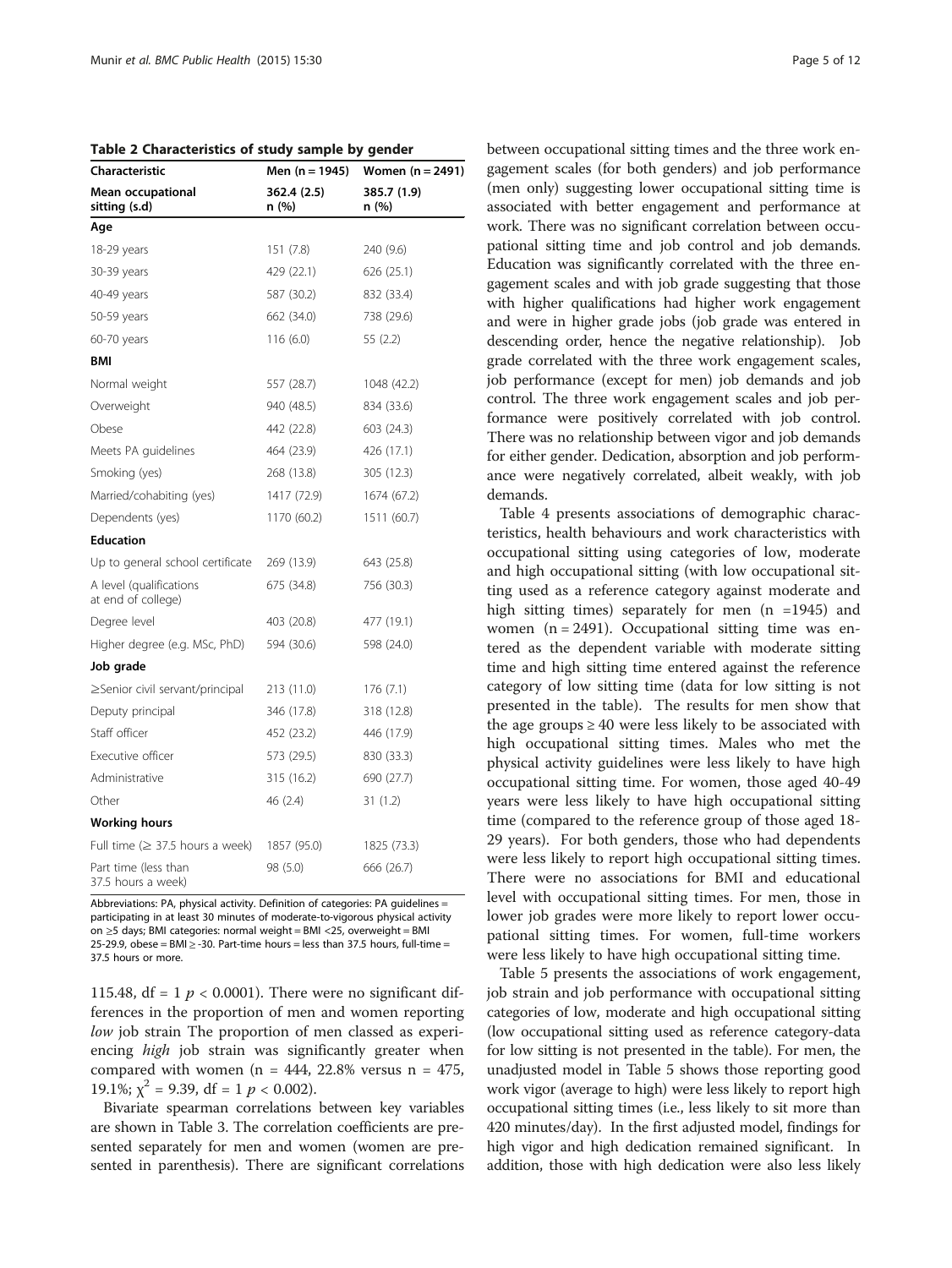**Table 2 Characteristics of study sample by gender**

| Characteristic | Men (n = 1945) | Women (n = 2491) |
|---|---|---|
| **Mean occupational sitting (s.d)** | **362.4 (2.5)** | **385.7 (1.9)** |
| | **n (%)** | **n (%)** |
| **Age** | | |
| 18-29 years | 151 (7.8) | 240 (9.6) |
| 30-39 years | 429 (22.1) | 626 (25.1) |
| 40-49 years | 587 (30.2) | 832 (33.4) |
| 50-59 years | 662 (34.0) | 738 (29.6) |
| 60-70 years | 116 (6.0) | 55 (2.2) |
| **BMI** | | |
| Normal weight | 557 (28.7) | 1048 (42.2) |
| Overweight | 940 (48.5) | 834 (33.6) |
| Obese | 442 (22.8) | 603 (24.3) |
| Meets PA guidelines | 464 (23.9) | 426 (17.1) |
| Smoking (yes) | 268 (13.8) | 305 (12.3) |
| Married/cohabiting (yes) | 1417 (72.9) | 1674 (67.2) |
| Dependents (yes) | 1170 (60.2) | 1511 (60.7) |
| **Education** | | |
| Up to general school certificate | 269 (13.9) | 643 (25.8) |
| A level (qualifications at end of college) | 675 (34.8) | 756 (30.3) |
| Degree level | 403 (20.8) | 477 (19.1) |
| Higher degree (e.g. MSc, PhD) | 594 (30.6) | 598 (24.0) |
| **Job grade** | | |
| ≥Senior civil servant/principal | 213 (11.0) | 176 (7.1) |
| Deputy principal | 346 (17.8) | 318 (12.8) |
| Staff officer | 452 (23.2) | 446 (17.9) |
| Executive officer | 573 (29.5) | 830 (33.3) |
| Administrative | 315 (16.2) | 690 (27.7) |
| Other | 46 (2.4) | 31 (1.2) |
| **Working hours** | | |
| Full time (≥ 37.5 hours a week) | 1857 (95.0) | 1825 (73.3) |
| Part time (less than 37.5 hours a week) | 98 (5.0) | 666 (26.7) |

Abbreviations: PA, physical activity. Definition of categories: PA guidelines = participating in at least 30 minutes of moderate-to-vigorous physical activity on ≥5 days; BMI categories: normal weight = BMI <25, overweight = BMI 25-29.9, obese = BMI ≥ -30. Part-time hours = less than 37.5 hours, full-time = 37.5 hours or more.

115.48, df = 1 $p < 0.0001$). There were no significant differences in the proportion of men and women reporting *low* job strain The proportion of men classed as experiencing *high* job strain was significantly greater when compared with women (n = 444, 22.8% versus n = 475, 19.1%; $\chi^2 = 9.39$, df = 1 $p < 0.002$).

Bivariate spearman correlations between key variables are shown in Table 3. The correlation coefficients are presented separately for men and women (women are presented in parenthesis). There are significant correlations between occupational sitting times and the three work engagement scales (for both genders) and job performance (men only) suggesting lower occupational sitting time is associated with better engagement and performance at work. There was no significant correlation between occupational sitting time and job control and job demands. Education was significantly correlated with the three engagement scales and with job grade suggesting that those with higher qualifications had higher work engagement and were in higher grade jobs (job grade was entered in descending order, hence the negative relationship). Job grade correlated with the three work engagement scales, job performance (except for men) job demands and job control. The three work engagement scales and job performance were positively correlated with job control. There was no relationship between vigor and job demands for either gender. Dedication, absorption and job performance were negatively correlated, albeit weakly, with job demands.

Table 4 presents associations of demographic characteristics, health behaviours and work characteristics with occupational sitting using categories of low, moderate and high occupational sitting (with low occupational sitting used as a reference category against moderate and high sitting times) separately for men (n =1945) and women (n = 2491). Occupational sitting time was entered as the dependent variable with moderate sitting time and high sitting time entered against the reference category of low sitting time (data for low sitting is not presented in the table). The results for men show that the age groups ≥ 40 were less likely to be associated with high occupational sitting times. Males who met the physical activity guidelines were less likely to have high occupational sitting time. For women, those aged 40-49 years were less likely to have high occupational sitting time (compared to the reference group of those aged 18-29 years). For both genders, those who had dependents were less likely to report high occupational sitting times. There were no associations for BMI and educational level with occupational sitting times. For men, those in lower job grades were more likely to report lower occupational sitting times. For women, full-time workers were less likely to have high occupational sitting time.

Table 5 presents the associations of work engagement, job strain and job performance with occupational sitting categories of low, moderate and high occupational sitting (low occupational sitting used as reference category-data for low sitting is not presented in the table). For men, the unadjusted model in Table 5 shows those reporting good work vigor (average to high) were less likely to report high occupational sitting times (i.e., less likely to sit more than 420 minutes/day). In the first adjusted model, findings for high vigor and high dedication remained significant. In addition, those with high dedication were also less likely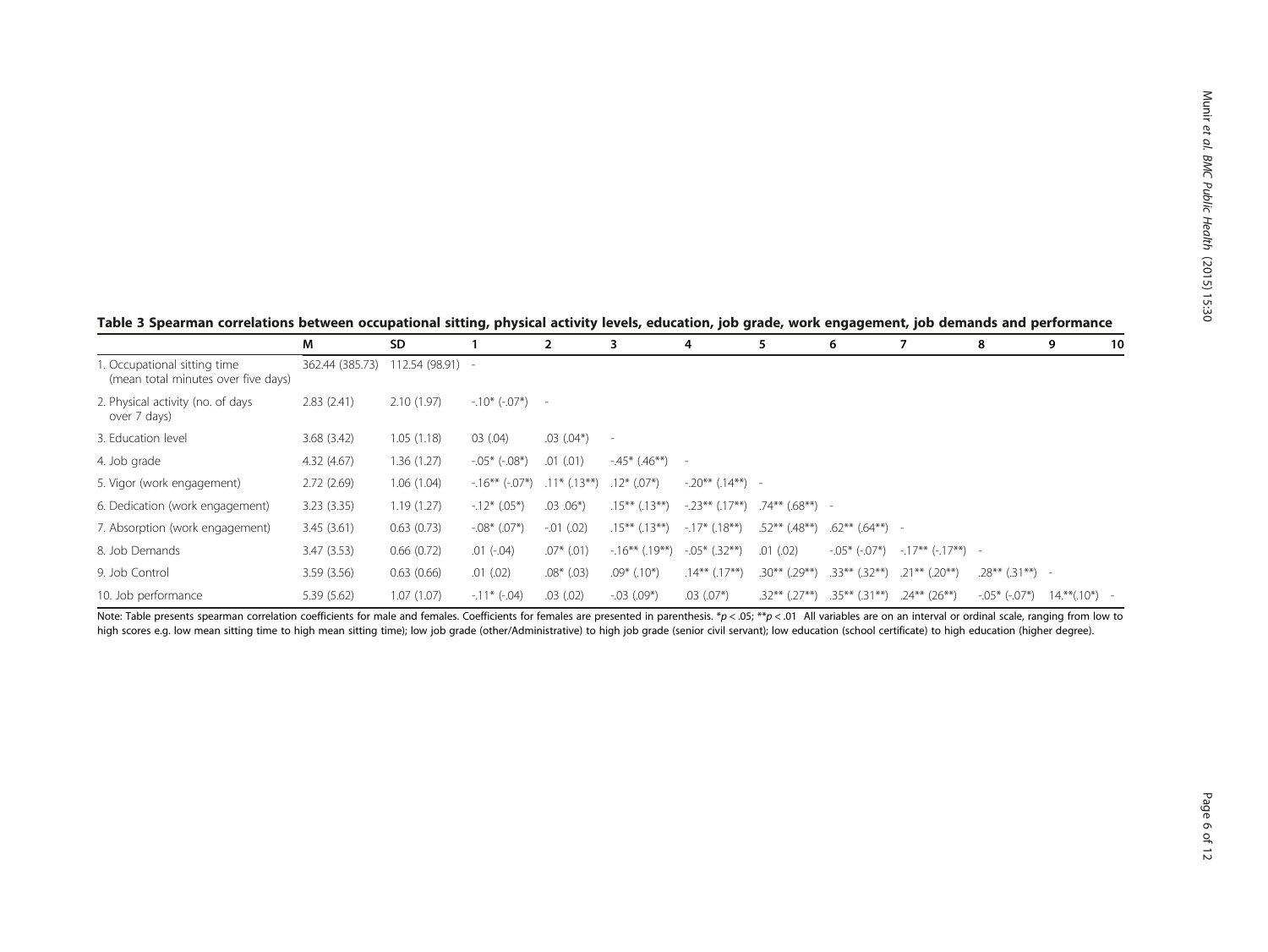**Table 3 Spearman correlations between occupational sitting, physical activity levels, education, job grade, work engagement, job demands and performance**

| | M | SD | 1 | 2 | 3 | 4 | 5 | 6 | 7 | 8 | 9 | 10 |
|---|---|---|---|---|---|---|---|---|---|---|---|---|
| 1. Occupational sitting time (mean total minutes over five days) | 362.44 (385.73) | 112.54 (98.91) | - | | | | | | | | | |
| 2. Physical activity (no. of days over 7 days) | 2.83 (2.41) | 2.10 (1.97) | -.10* (-.07*) | - | | | | | | | | |
| 3. Education level | 3.68 (3.42) | 1.05 (1.18) | 03 (.04) | .03 (.04*) | - | | | | | | | |
| 4. Job grade | 4.32 (4.67) | 1.36 (1.27) | -.05* (-.08*) | .01 (.01) | -.45* (.46**) | - | | | | | | |
| 5. Vigor (work engagement) | 2.72 (2.69) | 1.06 (1.04) | -.16** (-.07*) | .11* (.13**) | .12* (.07*) | -.20** (.14**) | - | | | | | |
| 6. Dedication (work engagement) | 3.23 (3.35) | 1.19 (1.27) | -.12* (.05*) | .03 .06*) | .15** (.13**) | -.23** (.17**) | .74** (.68**) | - | | | | |
| 7. Absorption (work engagement) | 3.45 (3.61) | 0.63 (0.73) | -.08* (.07*) | -.01 (.02) | .15** (.13**) | -.17* (.18**) | .52** (.48**) | .62** (.64**) | - | | | |
| 8. Job Demands | 3.47 (3.53) | 0.66 (0.72) | .01 (-.04) | .07* (.01) | -.16** (.19**) | -.05* (.32**) | .01 (.02) | -.05* (-.07*) | -.17** (-.17**) | - | | |
| 9. Job Control | 3.59 (3.56) | 0.63 (0.66) | .01 (.02) | .08* (.03) | .09* (.10*) | .14** (.17**) | .30** (.29**) | .33** (.32**) | .21** (.20**) | .28** (.31**) | - | |
| 10. Job performance | 5.39 (5.62) | 1.07 (1.07) | -.11* (-.04) | .03 (.02) | -.03 (.09*) | .03 (.07*) | .32** (.27**) | .35** (.31**) | .24** (26**) | -.05* (-.07*) | 14.**(.10*) | - |

Note: Table presents spearman correlation coefficients for male and females. Coefficients for females are presented in parenthesis. *$p < .05$; **$p < .01$ All variables are on an interval or ordinal scale, ranging from low to high scores e.g. low mean sitting time to high mean sitting time); low job grade (other/Administrative) to high job grade (senior civil servant); low education (school certificate) to high education (higher degree).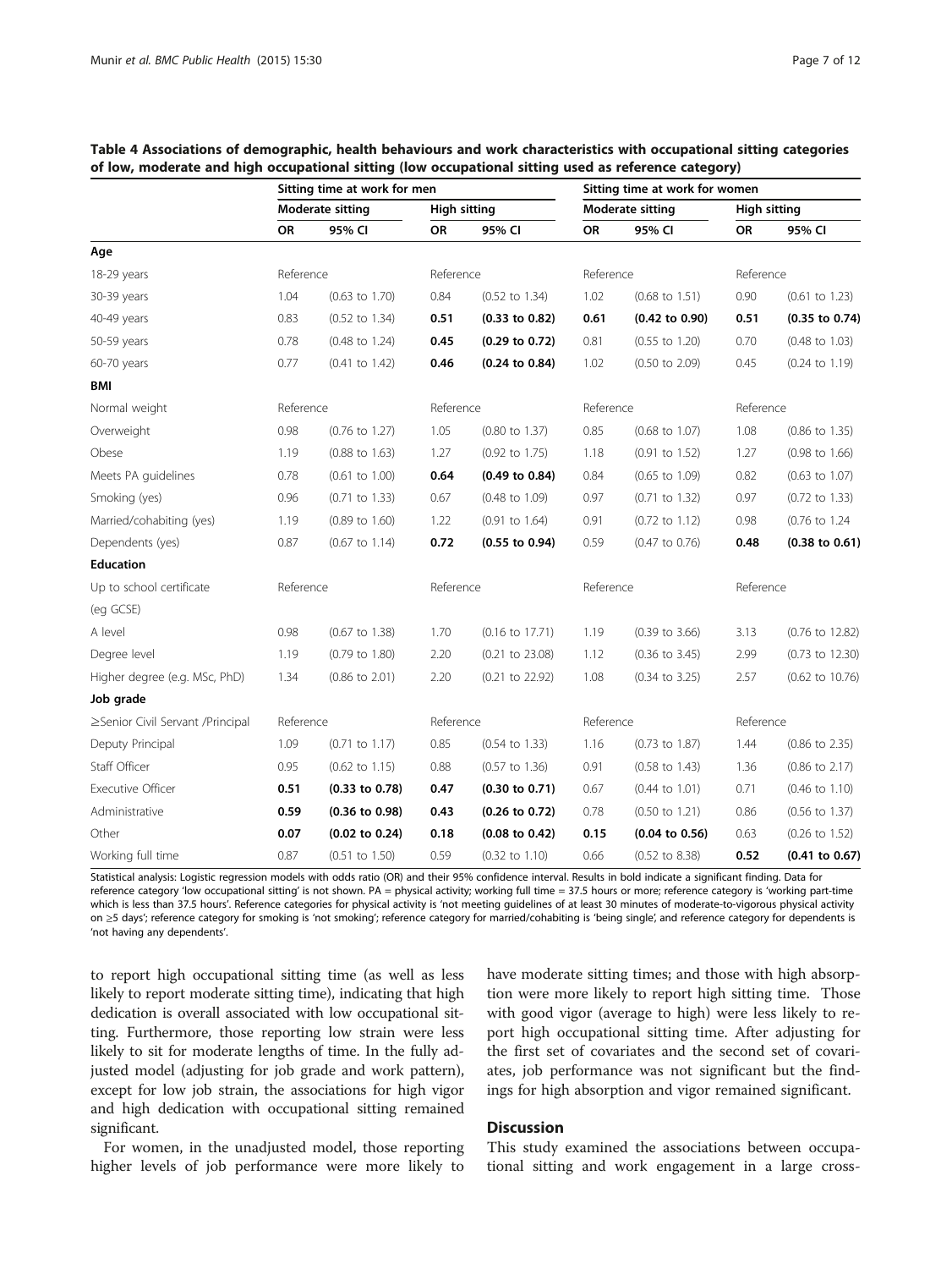**Table 4 Associations of demographic, health behaviours and work characteristics with occupational sitting categories of low, moderate and high occupational sitting (low occupational sitting used as reference category)**

| | Sitting time at work for men | | | | Sitting time at work for women | | | |
|---|---|---|---|---|---|---|---|---|
| | Moderate sitting | | High sitting | | Moderate sitting | | High sitting | |
| | OR | 95% CI | OR | 95% CI | OR | 95% CI | OR | 95% CI |
| **Age** | | | | | | | | |
| 18-29 years | Reference | | Reference | | Reference | | Reference | |
| 30-39 years | 1.04 | (0.63 to 1.70) | 0.84 | (0.52 to 1.34) | 1.02 | (0.68 to 1.51) | 0.90 | (0.61 to 1.23) |
| 40-49 years | 0.83 | (0.52 to 1.34) | **0.51** | **(0.33 to 0.82)** | **0.61** | **(0.42 to 0.90)** | **0.51** | **(0.35 to 0.74)** |
| 50-59 years | 0.78 | (0.48 to 1.24) | **0.45** | **(0.29 to 0.72)** | 0.81 | (0.55 to 1.20) | 0.70 | (0.48 to 1.03) |
| 60-70 years | 0.77 | (0.41 to 1.42) | **0.46** | **(0.24 to 0.84)** | 1.02 | (0.50 to 2.09) | 0.45 | (0.24 to 1.19) |
| **BMI** | | | | | | | | |
| Normal weight | Reference | | Reference | | Reference | | Reference | |
| Overweight | 0.98 | (0.76 to 1.27) | 1.05 | (0.80 to 1.37) | 0.85 | (0.68 to 1.07) | 1.08 | (0.86 to 1.35) |
| Obese | 1.19 | (0.88 to 1.63) | 1.27 | (0.92 to 1.75) | 1.18 | (0.91 to 1.52) | 1.27 | (0.98 to 1.66) |
| Meets PA guidelines | 0.78 | (0.61 to 1.00) | **0.64** | **(0.49 to 0.84)** | 0.84 | (0.65 to 1.09) | 0.82 | (0.63 to 1.07) |
| Smoking (yes) | 0.96 | (0.71 to 1.33) | 0.67 | (0.48 to 1.09) | 0.97 | (0.71 to 1.32) | 0.97 | (0.72 to 1.33) |
| Married/cohabiting (yes) | 1.19 | (0.89 to 1.60) | 1.22 | (0.91 to 1.64) | 0.91 | (0.72 to 1.12) | 0.98 | (0.76 to 1.24 |
| Dependents (yes) | 0.87 | (0.67 to 1.14) | **0.72** | **(0.55 to 0.94)** | 0.59 | (0.47 to 0.76) | **0.48** | **(0.38 to 0.61)** |
| **Education** | | | | | | | | |
| Up to school certificate (eg GCSE) | Reference | | Reference | | Reference | | Reference | |
| A level | 0.98 | (0.67 to 1.38) | 1.70 | (0.16 to 17.71) | 1.19 | (0.39 to 3.66) | 3.13 | (0.76 to 12.82) |
| Degree level | 1.19 | (0.79 to 1.80) | 2.20 | (0.21 to 23.08) | 1.12 | (0.36 to 3.45) | 2.99 | (0.73 to 12.30) |
| Higher degree (e.g. MSc, PhD) | 1.34 | (0.86 to 2.01) | 2.20 | (0.21 to 22.92) | 1.08 | (0.34 to 3.25) | 2.57 | (0.62 to 10.76) |
| **Job grade** | | | | | | | | |
| ≥Senior Civil Servant /Principal | Reference | | Reference | | Reference | | Reference | |
| Deputy Principal | 1.09 | (0.71 to 1.17) | 0.85 | (0.54 to 1.33) | 1.16 | (0.73 to 1.87) | 1.44 | (0.86 to 2.35) |
| Staff Officer | 0.95 | (0.62 to 1.15) | 0.88 | (0.57 to 1.36) | 0.91 | (0.58 to 1.43) | 1.36 | (0.86 to 2.17) |
| Executive Officer | **0.51** | **(0.33 to 0.78)** | **0.47** | **(0.30 to 0.71)** | 0.67 | (0.44 to 1.01) | 0.71 | (0.46 to 1.10) |
| Administrative | **0.59** | **(0.36 to 0.98)** | **0.43** | **(0.26 to 0.72)** | 0.78 | (0.50 to 1.21) | 0.86 | (0.56 to 1.37) |
| Other | **0.07** | **(0.02 to 0.24)** | **0.18** | **(0.08 to 0.42)** | **0.15** | **(0.04 to 0.56)** | 0.63 | (0.26 to 1.52) |
| Working full time | 0.87 | (0.51 to 1.50) | 0.59 | (0.32 to 1.10) | 0.66 | (0.52 to 8.38) | **0.52** | **(0.41 to 0.67)** |

Statistical analysis: Logistic regression models with odds ratio (OR) and their 95% confidence interval. Results in bold indicate a significant finding. Data for reference category 'low occupational sitting' is not shown. PA = physical activity; working full time = 37.5 hours or more; reference category is 'working part-time which is less than 37.5 hours'. Reference categories for physical activity is 'not meeting guidelines of at least 30 minutes of moderate-to-vigorous physical activity on ≥5 days'; reference category for smoking is 'not smoking'; reference category for married/cohabiting is 'being single', and reference category for dependents is 'not having any dependents'.

to report high occupational sitting time (as well as less likely to report moderate sitting time), indicating that high dedication is overall associated with low occupational sitting. Furthermore, those reporting low strain were less likely to sit for moderate lengths of time. In the fully adjusted model (adjusting for job grade and work pattern), except for low job strain, the associations for high vigor and high dedication with occupational sitting remained significant.

For women, in the unadjusted model, those reporting higher levels of job performance were more likely to have moderate sitting times; and those with high absorption were more likely to report high sitting time. Those with good vigor (average to high) were less likely to report high occupational sitting time. After adjusting for the first set of covariates and the second set of covariates, job performance was not significant but the findings for high absorption and vigor remained significant.

## Discussion

This study examined the associations between occupational sitting and work engagement in a large cross-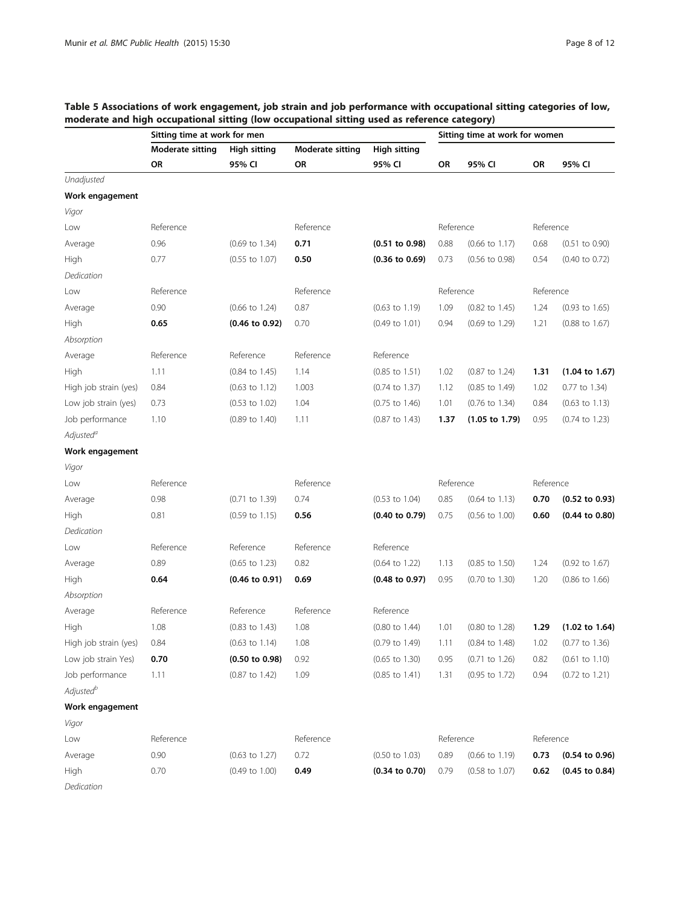**Table 5 Associations of work engagement, job strain and job performance with occupational sitting categories of low, moderate and high occupational sitting (low occupational sitting used as reference category)**

| | Sitting time at work for men | | | | Sitting time at work for women | | | |
|---|---|---|---|---|---|---|---|---|
| | Moderate sitting | High sitting | Moderate sitting | High sitting | | | | |
| | OR | 95% CI | OR | 95% CI | OR | 95% CI | OR | 95% CI |
| *Unadjusted* | | | | | | | | |
| **Work engagement** | | | | | | | | |
| *Vigor* | | | | | | | | |
| Low | Reference | | Reference | | Reference | | Reference | |
| Average | 0.96 | (0.69 to 1.34) | **0.71** | **(0.51 to 0.98)** | 0.88 | (0.66 to 1.17) | 0.68 | (0.51 to 0.90) |
| High | 0.77 | (0.55 to 1.07) | **0.50** | **(0.36 to 0.69)** | 0.73 | (0.56 to 0.98) | 0.54 | (0.40 to 0.72) |
| *Dedication* | | | | | | | | |
| Low | Reference | | Reference | | Reference | | Reference | |
| Average | 0.90 | (0.66 to 1.24) | 0.87 | (0.63 to 1.19) | 1.09 | (0.82 to 1.45) | 1.24 | (0.93 to 1.65) |
| High | **0.65** | **(0.46 to 0.92)** | 0.70 | (0.49 to 1.01) | 0.94 | (0.69 to 1.29) | 1.21 | (0.88 to 1.67) |
| *Absorption* | | | | | | | | |
| Average | Reference | Reference | Reference | Reference | | | | |
| High | 1.11 | (0.84 to 1.45) | 1.14 | (0.85 to 1.51) | 1.02 | (0.87 to 1.24) | **1.31** | **(1.04 to 1.67)** |
| High job strain (yes) | 0.84 | (0.63 to 1.12) | 1.003 | (0.74 to 1.37) | 1.12 | (0.85 to 1.49) | 1.02 | 0.77 to 1.34) |
| Low job strain (yes) | 0.73 | (0.53 to 1.02) | 1.04 | (0.75 to 1.46) | 1.01 | (0.76 to 1.34) | 0.84 | (0.63 to 1.13) |
| Job performance | 1.10 | (0.89 to 1.40) | 1.11 | (0.87 to 1.43) | **1.37** | **(1.05 to 1.79)** | 0.95 | (0.74 to 1.23) |
| *Adjusted*[a] | | | | | | | | |
| **Work engagement** | | | | | | | | |
| *Vigor* | | | | | | | | |
| Low | Reference | | Reference | | Reference | | Reference | |
| Average | 0.98 | (0.71 to 1.39) | 0.74 | (0.53 to 1.04) | 0.85 | (0.64 to 1.13) | **0.70** | **(0.52 to 0.93)** |
| High | 0.81 | (0.59 to 1.15) | **0.56** | **(0.40 to 0.79)** | 0.75 | (0.56 to 1.00) | **0.60** | **(0.44 to 0.80)** |
| *Dedication* | | | | | | | | |
| Low | Reference | Reference | Reference | Reference | | | | |
| Average | 0.89 | (0.65 to 1.23) | 0.82 | (0.64 to 1.22) | 1.13 | (0.85 to 1.50) | 1.24 | (0.92 to 1.67) |
| High | **0.64** | **(0.46 to 0.91)** | **0.69** | **(0.48 to 0.97)** | 0.95 | (0.70 to 1.30) | 1.20 | (0.86 to 1.66) |
| *Absorption* | | | | | | | | |
| Average | Reference | Reference | Reference | Reference | | | | |
| High | 1.08 | (0.83 to 1.43) | 1.08 | (0.80 to 1.44) | 1.01 | (0.80 to 1.28) | **1.29** | **(1.02 to 1.64)** |
| High job strain (yes) | 0.84 | (0.63 to 1.14) | 1.08 | (0.79 to 1.49) | 1.11 | (0.84 to 1.48) | 1.02 | (0.77 to 1.36) |
| Low job strain Yes) | **0.70** | **(0.50 to 0.98)** | 0.92 | (0.65 to 1.30) | 0.95 | (0.71 to 1.26) | 0.82 | (0.61 to 1.10) |
| Job performance | 1.11 | (0.87 to 1.42) | 1.09 | (0.85 to 1.41) | 1.31 | (0.95 to 1.72) | 0.94 | (0.72 to 1.21) |
| *Adjusted*[b] | | | | | | | | |
| **Work engagement** | | | | | | | | |
| *Vigor* | | | | | | | | |
| Low | Reference | | Reference | | Reference | | Reference | |
| Average | 0.90 | (0.63 to 1.27) | 0.72 | (0.50 to 1.03) | 0.89 | (0.66 to 1.19) | **0.73** | **(0.54 to 0.96)** |
| High | 0.70 | (0.49 to 1.00) | **0.49** | **(0.34 to 0.70)** | 0.79 | (0.58 to 1.07) | **0.62** | **(0.45 to 0.84)** |
| *Dedication* | | | | | | | | |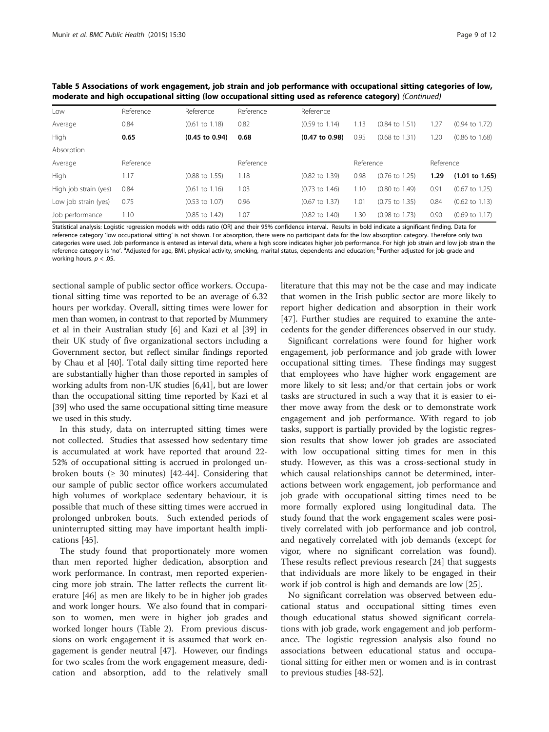**Table 5 Associations of work engagement, job strain and job performance with occupational sitting categories of low, moderate and high occupational sitting (low occupational sitting used as reference category)** *(Continued)*

| | | | | | | | | |
|---|---|---|---|---|---|---|---|---|
| Low | Reference | Reference | Reference | Reference | | | | |
| Average | 0.84 | (0.61 to 1.18) | 0.82 | (0.59 to 1.14) | 1.13 | (0.84 to 1.51) | 1.27 | (0.94 to 1.72) |
| High | **0.65** | **(0.45 to 0.94)** | **0.68** | **(0.47 to 0.98)** | 0.95 | (0.68 to 1.31) | 1.20 | (0.86 to 1.68) |
| Absorption | | | | | | | | |
| Average | Reference | | Reference | | Reference | | Reference | |
| High | 1.17 | (0.88 to 1.55) | 1.18 | (0.82 to 1.39) | 0.98 | (0.76 to 1.25) | **1.29** | **(1.01 to 1.65)** |
| High job strain (yes) | 0.84 | (0.61 to 1.16) | 1.03 | (0.73 to 1.46) | 1.10 | (0.80 to 1.49) | 0.91 | (0.67 to 1.25) |
| Low job strain (yes) | 0.75 | (0.53 to 1.07) | 0.96 | (0.67 to 1.37) | 1.01 | (0.75 to 1.35) | 0.84 | (0.62 to 1.13) |
| Job performance | 1.10 | (0.85 to 1.42) | 1.07 | (0.82 to 1.40) | 1.30 | (0.98 to 1.73) | 0.90 | (0.69 to 1.17) |

Statistical analysis: Logistic regression models with odds ratio (OR) and their 95% confidence interval. Results in bold indicate a significant finding. Data for reference category 'low occupational sitting' is not shown. For absorption, there were no participant data for the low absorption category. Therefore only two categories were used. Job performance is entered as interval data, where a high score indicates higher job performance. For high job strain and low job strain the reference category is 'no'. [a]Adjusted for age, BMI, physical activity, smoking, marital status, dependents and education; [b]Further adjusted for job grade and working hours. $p < .05$.

sectional sample of public sector office workers. Occupational sitting time was reported to be an average of 6.32 hours per workday. Overall, sitting times were lower for men than women, in contrast to that reported by Mummery et al in their Australian study [6] and Kazi et al [39] in their UK study of five organizational sectors including a Government sector, but reflect similar findings reported by Chau et al [40]. Total daily sitting time reported here are substantially higher than those reported in samples of working adults from non-UK studies [6,41], but are lower than the occupational sitting time reported by Kazi et al [39] who used the same occupational sitting time measure we used in this study.

In this study, data on interrupted sitting times were not collected. Studies that assessed how sedentary time is accumulated at work have reported that around 22-52% of occupational sitting is accrued in prolonged unbroken bouts (≥ 30 minutes) [42-44]. Considering that our sample of public sector office workers accumulated high volumes of workplace sedentary behaviour, it is possible that much of these sitting times were accrued in prolonged unbroken bouts. Such extended periods of uninterrupted sitting may have important health implications [45].

The study found that proportionately more women than men reported higher dedication, absorption and work performance. In contrast, men reported experiencing more job strain. The latter reflects the current literature [46] as men are likely to be in higher job grades and work longer hours. We also found that in comparison to women, men were in higher job grades and worked longer hours (Table 2). From previous discussions on work engagement it is assumed that work engagement is gender neutral [47]. However, our findings for two scales from the work engagement measure, dedication and absorption, add to the relatively small literature that this may not be the case and may indicate that women in the Irish public sector are more likely to report higher dedication and absorption in their work [47]. Further studies are required to examine the antecedents for the gender differences observed in our study.

Significant correlations were found for higher work engagement, job performance and job grade with lower occupational sitting times. These findings may suggest that employees who have higher work engagement are more likely to sit less; and/or that certain jobs or work tasks are structured in such a way that it is easier to either move away from the desk or to demonstrate work engagement and job performance. With regard to job tasks, support is partially provided by the logistic regression results that show lower job grades are associated with low occupational sitting times for men in this study. However, as this was a cross-sectional study in which causal relationships cannot be determined, interactions between work engagement, job performance and job grade with occupational sitting times need to be more formally explored using longitudinal data. The study found that the work engagement scales were positively correlated with job performance and job control, and negatively correlated with job demands (except for vigor, where no significant correlation was found). These results reflect previous research [24] that suggests that individuals are more likely to be engaged in their work if job control is high and demands are low [25].

No significant correlation was observed between educational status and occupational sitting times even though educational status showed significant correlations with job grade, work engagement and job performance. The logistic regression analysis also found no associations between educational status and occupational sitting for either men or women and is in contrast to previous studies [48-52].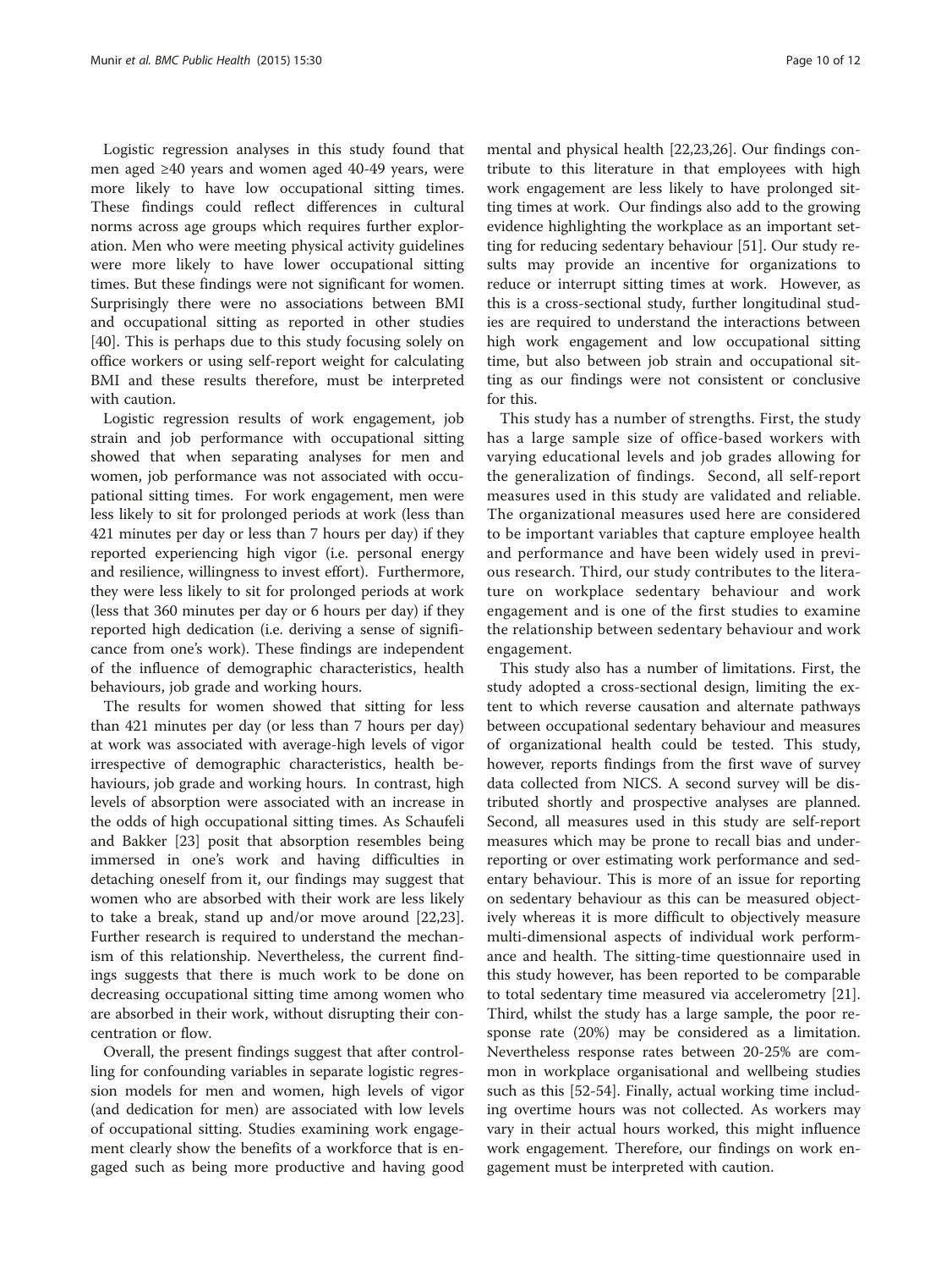Logistic regression analyses in this study found that men aged ≥40 years and women aged 40-49 years, were more likely to have low occupational sitting times. These findings could reflect differences in cultural norms across age groups which requires further exploration. Men who were meeting physical activity guidelines were more likely to have lower occupational sitting times. But these findings were not significant for women. Surprisingly there were no associations between BMI and occupational sitting as reported in other studies [40]. This is perhaps due to this study focusing solely on office workers or using self-report weight for calculating BMI and these results therefore, must be interpreted with caution.

Logistic regression results of work engagement, job strain and job performance with occupational sitting showed that when separating analyses for men and women, job performance was not associated with occupational sitting times. For work engagement, men were less likely to sit for prolonged periods at work (less than 421 minutes per day or less than 7 hours per day) if they reported experiencing high vigor (i.e. personal energy and resilience, willingness to invest effort). Furthermore, they were less likely to sit for prolonged periods at work (less that 360 minutes per day or 6 hours per day) if they reported high dedication (i.e. deriving a sense of significance from one's work). These findings are independent of the influence of demographic characteristics, health behaviours, job grade and working hours.

The results for women showed that sitting for less than 421 minutes per day (or less than 7 hours per day) at work was associated with average-high levels of vigor irrespective of demographic characteristics, health behaviours, job grade and working hours. In contrast, high levels of absorption were associated with an increase in the odds of high occupational sitting times. As Schaufeli and Bakker [23] posit that absorption resembles being immersed in one's work and having difficulties in detaching oneself from it, our findings may suggest that women who are absorbed with their work are less likely to take a break, stand up and/or move around [22,23]. Further research is required to understand the mechanism of this relationship. Nevertheless, the current findings suggests that there is much work to be done on decreasing occupational sitting time among women who are absorbed in their work, without disrupting their concentration or flow.

Overall, the present findings suggest that after controlling for confounding variables in separate logistic regression models for men and women, high levels of vigor (and dedication for men) are associated with low levels of occupational sitting. Studies examining work engagement clearly show the benefits of a workforce that is engaged such as being more productive and having good mental and physical health [22,23,26]. Our findings contribute to this literature in that employees with high work engagement are less likely to have prolonged sitting times at work. Our findings also add to the growing evidence highlighting the workplace as an important setting for reducing sedentary behaviour [51]. Our study results may provide an incentive for organizations to reduce or interrupt sitting times at work. However, as this is a cross-sectional study, further longitudinal studies are required to understand the interactions between high work engagement and low occupational sitting time, but also between job strain and occupational sitting as our findings were not consistent or conclusive for this.

This study has a number of strengths. First, the study has a large sample size of office-based workers with varying educational levels and job grades allowing for the generalization of findings. Second, all self-report measures used in this study are validated and reliable. The organizational measures used here are considered to be important variables that capture employee health and performance and have been widely used in previous research. Third, our study contributes to the literature on workplace sedentary behaviour and work engagement and is one of the first studies to examine the relationship between sedentary behaviour and work engagement.

This study also has a number of limitations. First, the study adopted a cross-sectional design, limiting the extent to which reverse causation and alternate pathways between occupational sedentary behaviour and measures of organizational health could be tested. This study, however, reports findings from the first wave of survey data collected from NICS. A second survey will be distributed shortly and prospective analyses are planned. Second, all measures used in this study are self-report measures which may be prone to recall bias and under-reporting or over estimating work performance and sedentary behaviour. This is more of an issue for reporting on sedentary behaviour as this can be measured objectively whereas it is more difficult to objectively measure multi-dimensional aspects of individual work performance and health. The sitting-time questionnaire used in this study however, has been reported to be comparable to total sedentary time measured via accelerometry [21]. Third, whilst the study has a large sample, the poor response rate (20%) may be considered as a limitation. Nevertheless response rates between 20-25% are common in workplace organisational and wellbeing studies such as this [52-54]. Finally, actual working time including overtime hours was not collected. As workers may vary in their actual hours worked, this might influence work engagement. Therefore, our findings on work engagement must be interpreted with caution.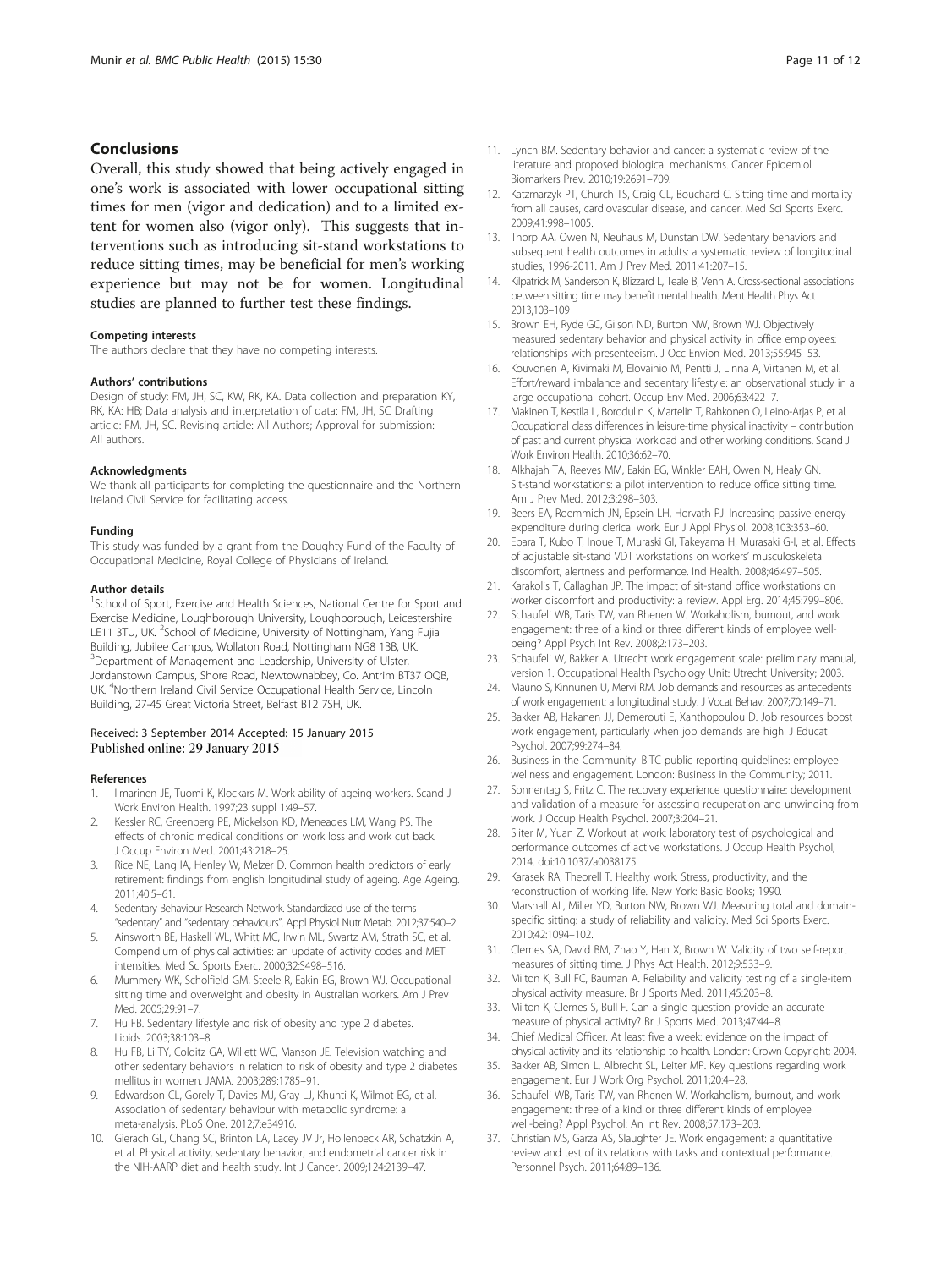## Conclusions

Overall, this study showed that being actively engaged in one's work is associated with lower occupational sitting times for men (vigor and dedication) and to a limited extent for women also (vigor only). This suggests that interventions such as introducing sit-stand workstations to reduce sitting times, may be beneficial for men's working experience but may not be for women. Longitudinal studies are planned to further test these findings.

#### Competing interests

The authors declare that they have no competing interests.

#### Authors' contributions

Design of study: FM, JH, SC, KW, RK, KA. Data collection and preparation KY, RK, KA: HB; Data analysis and interpretation of data: FM, JH, SC Drafting article: FM, JH, SC. Revising article: All Authors; Approval for submission: All authors.

#### Acknowledgments

We thank all participants for completing the questionnaire and the Northern Ireland Civil Service for facilitating access.

#### Funding

This study was funded by a grant from the Doughty Fund of the Faculty of Occupational Medicine, Royal College of Physicians of Ireland.

#### Author details

[1]School of Sport, Exercise and Health Sciences, National Centre for Sport and Exercise Medicine, Loughborough University, Loughborough, Leicestershire LE11 3TU, UK. [2]School of Medicine, University of Nottingham, Yang Fujia Building, Jubilee Campus, Wollaton Road, Nottingham NG8 1BB, UK. [3]Department of Management and Leadership, University of Ulster, Jordanstown Campus, Shore Road, Newtownabbey, Co. Antrim BT37 OQB, UK. [4]Northern Ireland Civil Service Occupational Health Service, Lincoln Building, 27-45 Great Victoria Street, Belfast BT2 7SH, UK.

Received: 3 September 2014 Accepted: 15 January 2015
Published online: 29 January 2015

#### References

1. Ilmarinen JE, Tuomi K, Klockars M. Work ability of ageing workers. Scand J Work Environ Health. 1997;23 suppl 1:49–57.
2. Kessler RC, Greenberg PE, Mickelson KD, Meneades LM, Wang PS. The effects of chronic medical conditions on work loss and work cut back. J Occup Environ Med. 2001;43:218–25.
3. Rice NE, Lang IA, Henley W, Melzer D. Common health predictors of early retirement: findings from english longitudinal study of ageing. Age Ageing. 2011;40:5–61.
4. Sedentary Behaviour Research Network. Standardized use of the terms "sedentary" and "sedentary behaviours". Appl Physiol Nutr Metab. 2012;37:540–2.
5. Ainsworth BE, Haskell WL, Whitt MC, Irwin ML, Swartz AM, Strath SC, et al. Compendium of physical activities: an update of activity codes and MET intensities. Med Sc Sports Exerc. 2000;32:S498–516.
6. Mummery WK, Scholfield GM, Steele R, Eakin EG, Brown WJ. Occupational sitting time and overweight and obesity in Australian workers. Am J Prev Med. 2005;29:91–7.
7. Hu FB. Sedentary lifestyle and risk of obesity and type 2 diabetes. Lipids. 2003;38:103–8.
8. Hu FB, Li TY, Colditz GA, Willett WC, Manson JE. Television watching and other sedentary behaviors in relation to risk of obesity and type 2 diabetes mellitus in women. JAMA. 2003;289:1785–91.
9. Edwardson CL, Gorely T, Davies MJ, Gray LJ, Khunti K, Wilmot EG, et al. Association of sedentary behaviour with metabolic syndrome: a meta-analysis. PLoS One. 2012;7:e34916.
10. Gierach GL, Chang SC, Brinton LA, Lacey JV Jr, Hollenbeck AR, Schatzkin A, et al. Physical activity, sedentary behavior, and endometrial cancer risk in the NIH-AARP diet and health study. Int J Cancer. 2009;124:2139–47.
11. Lynch BM. Sedentary behavior and cancer: a systematic review of the literature and proposed biological mechanisms. Cancer Epidemiol Biomarkers Prev. 2010;19:2691–709.
12. Katzmarzyk PT, Church TS, Craig CL, Bouchard C. Sitting time and mortality from all causes, cardiovascular disease, and cancer. Med Sci Sports Exerc. 2009;41:998–1005.
13. Thorp AA, Owen N, Neuhaus M, Dunstan DW. Sedentary behaviors and subsequent health outcomes in adults: a systematic review of longitudinal studies, 1996-2011. Am J Prev Med. 2011;41:207–15.
14. Kilpatrick M, Sanderson K, Blizzard L, Teale B, Venn A. Cross-sectional associations between sitting time may benefit mental health. Ment Health Phys Act 2013,103–109
15. Brown EH, Ryde GC, Gilson ND, Burton NW, Brown WJ. Objectively measured sedentary behavior and physical activity in office employees: relationships with presenteeism. J Occ Envion Med. 2013;55:945–53.
16. Kouvonen A, Kivimaki M, Elovainio M, Pentti J, Linna A, Virtanen M, et al. Effort/reward imbalance and sedentary lifestyle: an observational study in a large occupational cohort. Occup Env Med. 2006;63:422–7.
17. Makinen T, Kestila L, Borodulin K, Martelin T, Rahkonen O, Leino-Arjas P, et al. Occupational class differences in leisure-time physical inactivity – contribution of past and current physical workload and other working conditions. Scand J Work Environ Health. 2010;36:62–70.
18. Alkhajah TA, Reeves MM, Eakin EG, Winkler EAH, Owen N, Healy GN. Sit-stand workstations: a pilot intervention to reduce office sitting time. Am J Prev Med. 2012;3:298–303.
19. Beers EA, Roemmich JN, Epsein LH, Horvath PJ. Increasing passive energy expenditure during clerical work. Eur J Appl Physiol. 2008;103:353–60.
20. Ebara T, Kubo T, Inoue T, Muraski GI, Takeyama H, Murasaki G-I, et al. Effects of adjustable sit-stand VDT workstations on workers' musculoskeletal discomfort, alertness and performance. Ind Health. 2008;46:497–505.
21. Karakolis T, Callaghan JP. The impact of sit-stand office workstations on worker discomfort and productivity: a review. Appl Erg. 2014;45:799–806.
22. Schaufeli WB, Taris TW, van Rhenen W. Workaholism, burnout, and work engagement: three of a kind or three different kinds of employee well-being? Appl Psych Int Rev. 2008;2:173–203.
23. Schaufeli W, Bakker A. Utrecht work engagement scale: preliminary manual, version 1. Occupational Health Psychology Unit: Utrecht University; 2003.
24. Mauno S, Kinnunen U, Mervi RM. Job demands and resources as antecedents of work engagement: a longitudinal study. J Vocat Behav. 2007;70:149–71.
25. Bakker AB, Hakanen JJ, Demerouti E, Xanthopoulou D. Job resources boost work engagement, particularly when job demands are high. J Educat Psychol. 2007;99:274–84.
26. Business in the Community. BITC public reporting guidelines: employee wellness and engagement. London: Business in the Community; 2011.
27. Sonnentag S, Fritz C. The recovery experience questionnaire: development and validation of a measure for assessing recuperation and unwinding from work. J Occup Health Psychol. 2007;3:204–21.
28. Sliter M, Yuan Z. Workout at work: laboratory test of psychological and performance outcomes of active workstations. J Occup Health Psychol, 2014. doi:10.1037/a0038175.
29. Karasek RA, Theorell T. Healthy work. Stress, productivity, and the reconstruction of working life. New York: Basic Books; 1990.
30. Marshall AL, Miller YD, Burton NW, Brown WJ. Measuring total and domain-specific sitting: a study of reliability and validity. Med Sci Sports Exerc. 2010;42:1094–102.
31. Clemes SA, David BM, Zhao Y, Han X, Brown W. Validity of two self-report measures of sitting time. J Phys Act Health. 2012;9:533–9.
32. Milton K, Bull FC, Bauman A. Reliability and validity testing of a single-item physical activity measure. Br J Sports Med. 2011;45:203–8.
33. Milton K, Clemes S, Bull F. Can a single question provide an accurate measure of physical activity? Br J Sports Med. 2013;47:44–8.
34. Chief Medical Officer. At least five a week: evidence on the impact of physical activity and its relationship to health. London: Crown Copyright; 2004.
35. Bakker AB, Simon L, Albrecht SL, Leiter MP. Key questions regarding work engagement. Eur J Work Org Psychol. 2011;20:4–28.
36. Schaufeli WB, Taris TW, van Rhenen W. Workaholism, burnout, and work engagement: three of a kind or three different kinds of employee well-being? Appl Psychol: An Int Rev. 2008;57:173–203.
37. Christian MS, Garza AS, Slaughter JE. Work engagement: a quantitative review and test of its relations with tasks and contextual performance. Personnel Psych. 2011;64:89–136.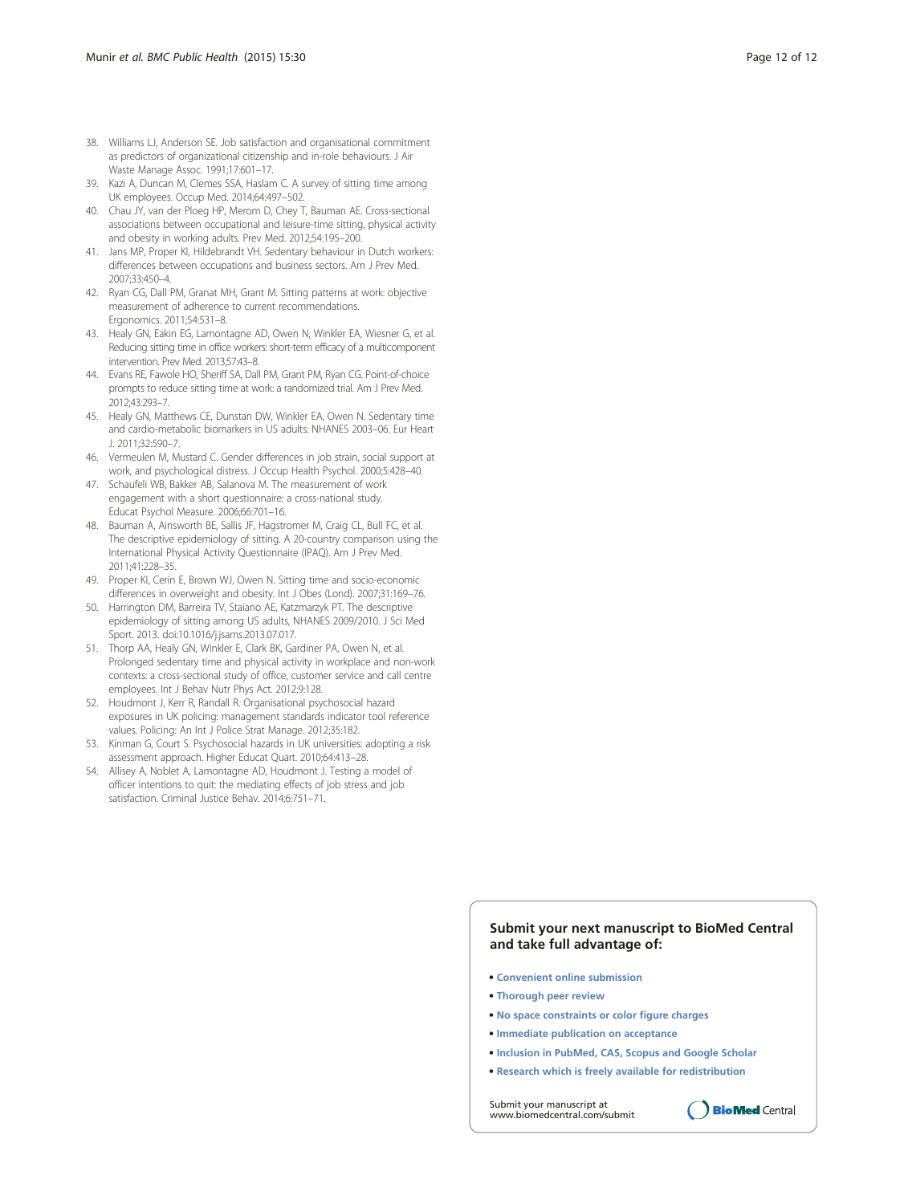38. Williams LJ, Anderson SE. Job satisfaction and organisational commitment as predictors of organizational citizenship and in-role behaviours. J Air Waste Manage Assoc. 1991;17:601–17.
39. Kazi A, Duncan M, Clemes SSA, Haslam C. A survey of sitting time among UK employees. Occup Med. 2014;64:497–502.
40. Chau JY, van der Ploeg HP, Merom D, Chey T, Bauman AE. Cross-sectional associations between occupational and leisure-time sitting, physical activity and obesity in working adults. Prev Med. 2012;54:195–200.
41. Jans MP, Proper KI, Hildebrandt VH. Sedentary behaviour in Dutch workers: differences between occupations and business sectors. Am J Prev Med. 2007;33:450–4.
42. Ryan CG, Dall PM, Granat MH, Grant M. Sitting patterns at work: objective measurement of adherence to current recommendations. Ergonomics. 2011;54:531–8.
43. Healy GN, Eakin EG, Lamontagne AD, Owen N, Winkler EA, Wiesner G, et al. Reducing sitting time in office workers: short-term efficacy of a multicomponent intervention. Prev Med. 2013;57:43–8.
44. Evans RE, Fawole HO, Sheriff SA, Dall PM, Grant PM, Ryan CG. Point-of-choice prompts to reduce sitting time at work: a randomized trial. Am J Prev Med. 2012;43:293–7.
45. Healy GN, Matthews CE, Dunstan DW, Winkler EA, Owen N. Sedentary time and cardio-metabolic biomarkers in US adults: NHANES 2003–06. Eur Heart J. 2011;32:590–7.
46. Vermeulen M, Mustard C. Gender differences in job strain, social support at work, and psychological distress. J Occup Health Psychol. 2000;5:428–40.
47. Schaufeli WB, Bakker AB, Salanova M. The measurement of work engagement with a short questionnaire: a cross-national study. Educat Psychol Measure. 2006;66:701–16.
48. Bauman A, Ainsworth BE, Sallis JF, Hagstromer M, Craig CL, Bull FC, et al. The descriptive epidemiology of sitting. A 20-country comparison using the International Physical Activity Questionnaire (IPAQ). Am J Prev Med. 2011;41:228–35.
49. Proper KI, Cerin E, Brown WJ, Owen N. Sitting time and socio-economic differences in overweight and obesity. Int J Obes (Lond). 2007;31:169–76.
50. Harrington DM, Barreira TV, Staiano AE, Katzmarzyk PT. The descriptive epidemiology of sitting among US adults, NHANES 2009/2010. J Sci Med Sport. 2013. doi:10.1016/j.jsams.2013.07.017.
51. Thorp AA, Healy GN, Winkler E, Clark BK, Gardiner PA, Owen N, et al. Prolonged sedentary time and physical activity in workplace and non-work contexts: a cross-sectional study of office, customer service and call centre employees. Int J Behav Nutr Phys Act. 2012;9:128.
52. Houdmont J, Kerr R, Randall R. Organisational psychosocial hazard exposures in UK policing: management standards indicator tool reference values. Policing: An Int J Police Strat Manage. 2012;35:182.
53. Kinman G, Court S. Psychosocial hazards in UK universities: adopting a risk assessment approach. Higher Educat Quart. 2010;64:413–28.
54. Allisey A, Noblet A, Lamontagne AD, Houdmont J. Testing a model of officer intentions to quit: the mediating effects of job stress and job satisfaction. Criminal Justice Behav. 2014;6:751–71.

**Submit your next manuscript to BioMed Central and take full advantage of:**

- **Convenient online submission**
- **Thorough peer review**
- **No space constraints or color figure charges**
- **Immediate publication on acceptance**
- **Inclusion in PubMed, CAS, Scopus and Google Scholar**
- **Research which is freely available for redistribution**

Submit your manuscript at www.biomedcentral.com/submit

BioMed Central